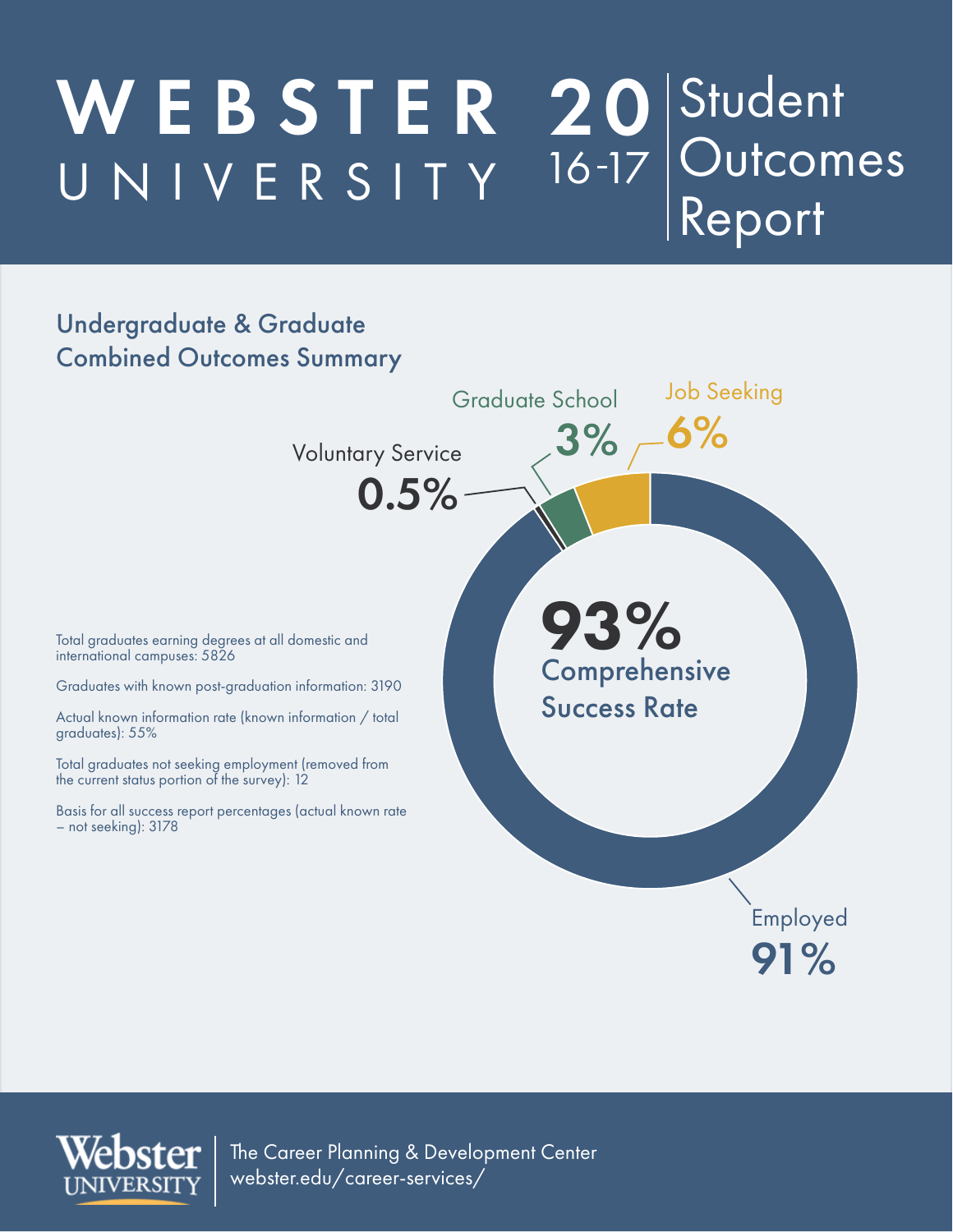# WEBSTER UNIVERSITY 2016-17 Student Outcomes Report

## Undergraduate & Graduate Combined Outcomes Summary

Total graduates earning degrees at all domestic and international campuses: 5826

Graduates with known post-graduation information: 3190

Actual known information rate (known information / total graduates): 55%

Total graduates not seeking employment (removed from the current status portion of the survey): 12

Basis for all success report percentages (actual known rate – not seeking): 3178

Voluntary Service 0.5%

Graduate School 3%

Job Seeking 6%

93% Comprehensive Success Rate

Employed 91%

The Career Planning & Development Center
webster.edu/career-services/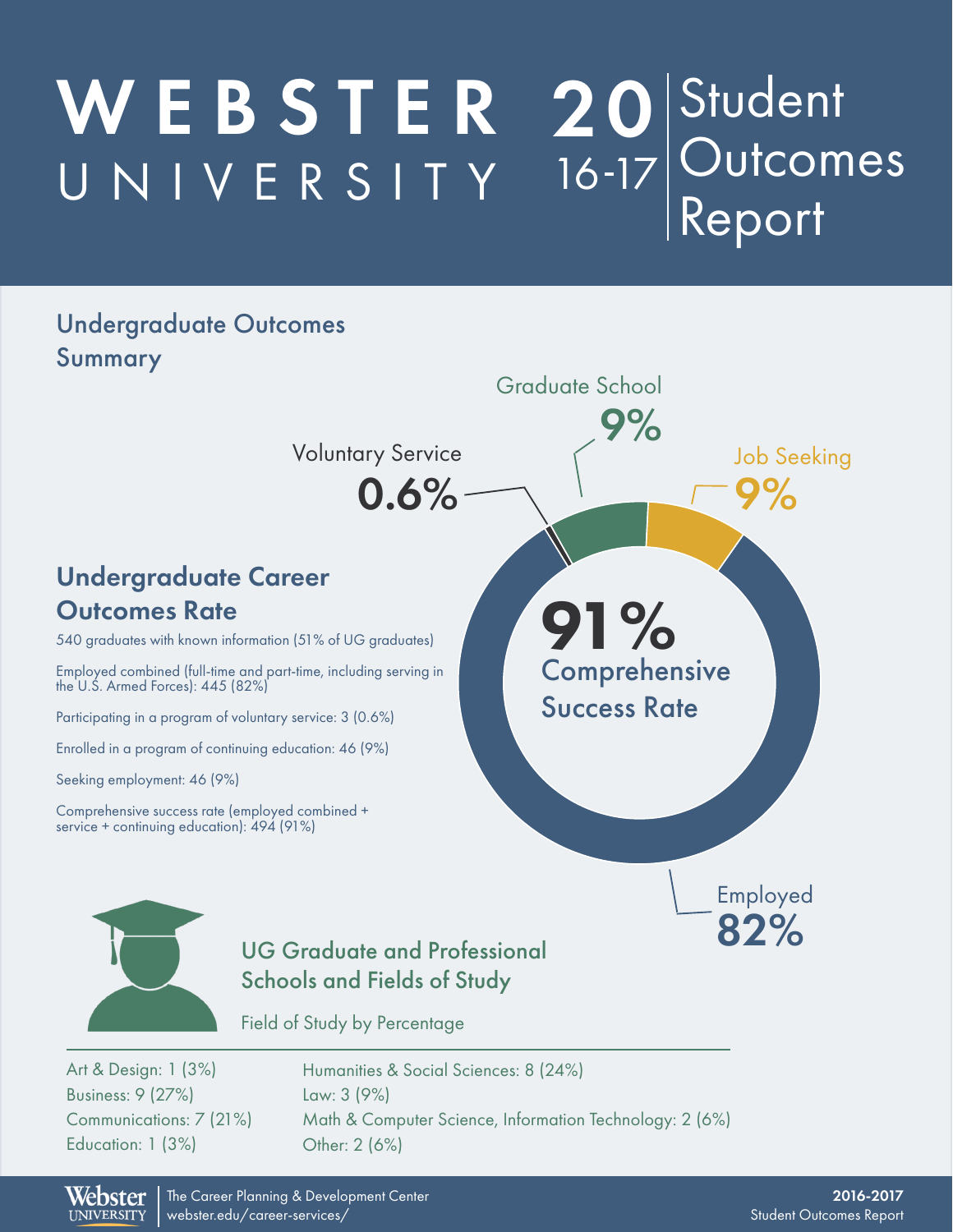# WEBSTER UNIVERSITY 2016-17 Student Outcomes Report

## Undergraduate Outcomes Summary

Graduate School
9%

Voluntary Service
0.6%

Job Seeking
9%

91%
Comprehensive Success Rate

Employed
82%

### Undergraduate Career Outcomes Rate

540 graduates with known information (51% of UG graduates)

Employed combined (full-time and part-time, including serving in the U.S. Armed Forces): 445 (82%)

Participating in a program of voluntary service: 3 (0.6%)

Enrolled in a program of continuing education: 46 (9%)

Seeking employment: 46 (9%)

Comprehensive success rate (employed combined + service + continuing education): 494 (91%)

### UG Graduate and Professional Schools and Fields of Study

Field of Study by Percentage

- Art & Design: 1 (3%)
- Business: 9 (27%)
- Communications: 7 (21%)
- Education: 1 (3%)
- Humanities & Social Sciences: 8 (24%)
- Law: 3 (9%)
- Math & Computer Science, Information Technology: 2 (6%)
- Other: 2 (6%)

The Career Planning & Development Center
webster.edu/career-services/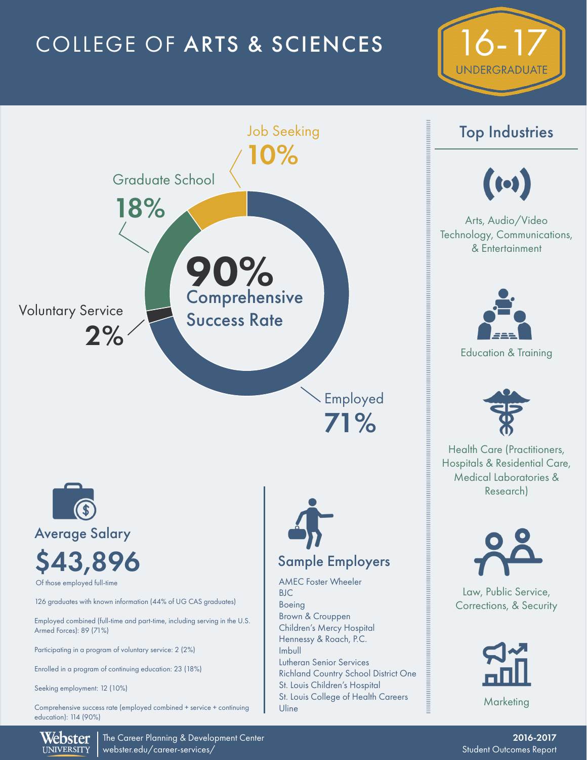# COLLEGE OF ARTS & SCIENCES

**16-17 UNDERGRADUATE**

Job Seeking **10%**

Graduate School **18%**

**90%** Comprehensive Success Rate

Voluntary Service **2%**

Employed **71%**

## Top Industries

Arts, Audio/Video Technology, Communications, & Entertainment

Education & Training

Health Care (Practitioners, Hospitals & Residential Care, Medical Laboratories & Research)

Law, Public Service, Corrections, & Security

Marketing

## Average Salary

**$43,896**

Of those employed full-time

126 graduates with known information (44% of UG CAS graduates)

Employed combined (full-time and part-time, including serving in the U.S. Armed Forces): 89 (71%)

Participating in a program of voluntary service: 2 (2%)

Enrolled in a program of continuing education: 23 (18%)

Seeking employment: 12 (10%)

Comprehensive success rate (employed combined + service + continuing education): 114 (90%)

## Sample Employers

AMEC Foster Wheeler
BJC
Boeing
Brown & Crouppen
Children's Mercy Hospital
Hennessy & Roach, P.C.
Imbull
Lutheran Senior Services
Richland Country School District One
St. Louis Children's Hospital
St. Louis College of Health Careers
Uline

Webster University | The Career Planning & Development Center webster.edu/career-services/

**2016-2017** Student Outcomes Report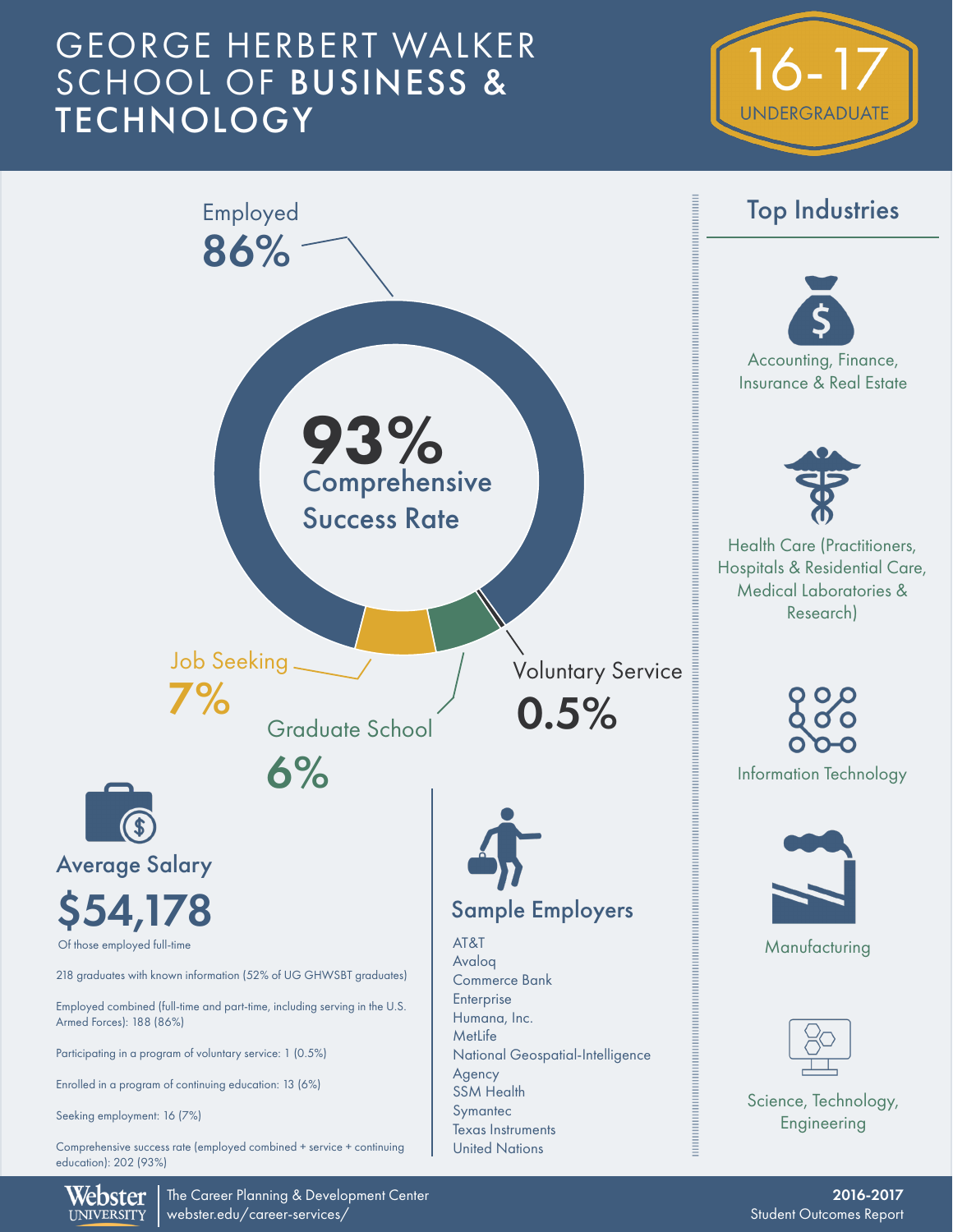# GEORGE HERBERT WALKER SCHOOL OF **BUSINESS & TECHNOLOGY**

16-17
UNDERGRADUATE

Employed
86%

93%
Comprehensive Success Rate

Job Seeking
7%

Graduate School
6%

Voluntary Service
0.5%

## Average Salary

**$54,178**

Of those employed full-time

218 graduates with known information (52% of UG GHWSBT graduates)

Employed combined (full-time and part-time, including serving in the U.S. Armed Forces): 188 (86%)

Participating in a program of voluntary service: 1 (0.5%)

Enrolled in a program of continuing education: 13 (6%)

Seeking employment: 16 (7%)

Comprehensive success rate (employed combined + service + continuing education): 202 (93%)

## Sample Employers

- AT&T
- Avaloq
- Commerce Bank
- Enterprise
- Humana, Inc.
- MetLife
- National Geospatial-Intelligence Agency
- SSM Health
- Symantec
- Texas Instruments
- United Nations

## Top Industries

- Accounting, Finance, Insurance & Real Estate
- Health Care (Practitioners, Hospitals & Residential Care, Medical Laboratories & Research)
- Information Technology
- Manufacturing
- Science, Technology, Engineering

Webster University | The Career Planning & Development Center | webster.edu/career-services/

**2016-2017** Student Outcomes Report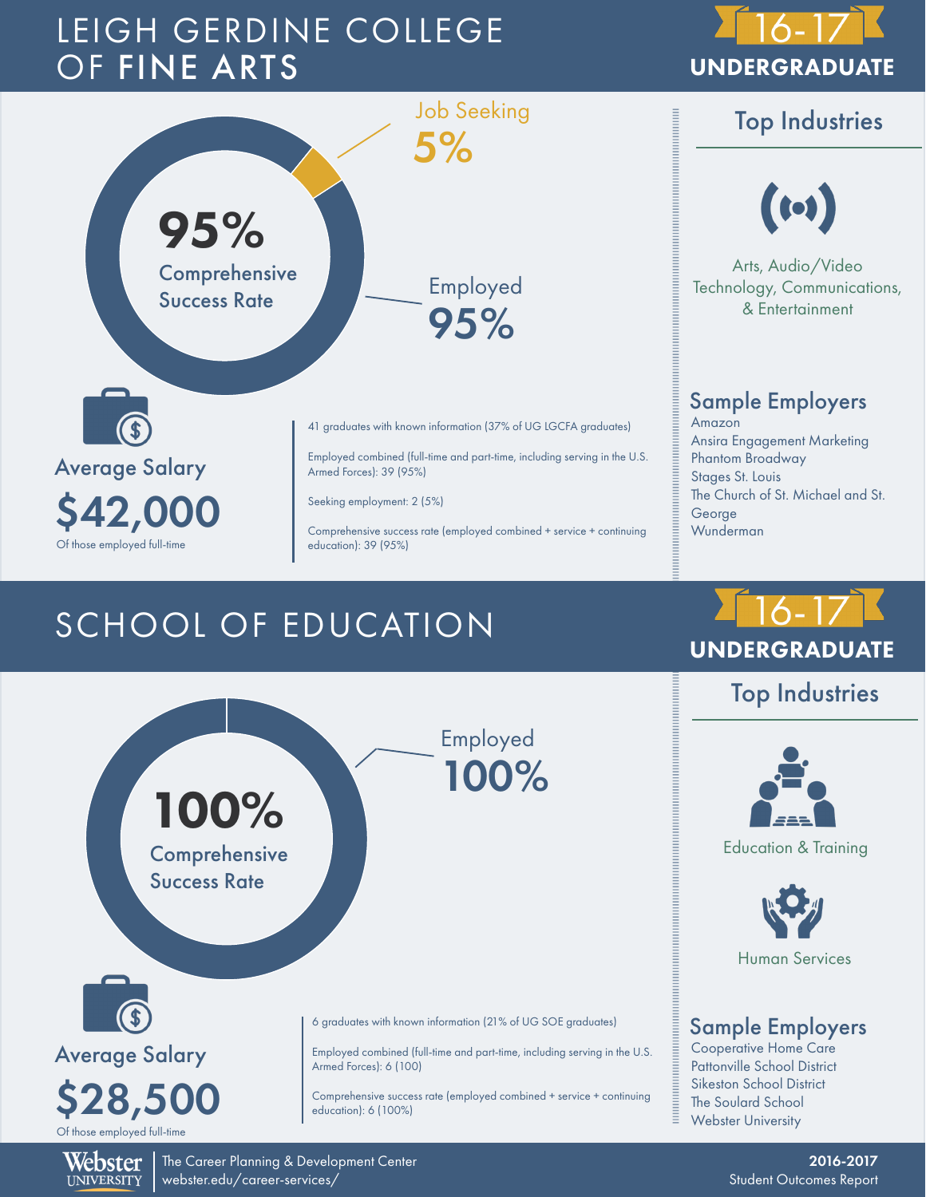# LEIGH GERDINE COLLEGE OF FINE ARTS

**16-17 UNDERGRADUATE**

Job Seeking
5%

**95%**
Comprehensive Success Rate

Employed
95%

Average Salary
**$42,000**
Of those employed full-time

41 graduates with known information (37% of UG LGCFA graduates)

Employed combined (full-time and part-time, including serving in the U.S. Armed Forces): 39 (95%)

Seeking employment: 2 (5%)

Comprehensive success rate (employed combined + service + continuing education): 39 (95%)

## Top Industries

Arts, Audio/Video Technology, Communications, & Entertainment

### Sample Employers

- Amazon
- Ansira Engagement Marketing
- Phantom Broadway
- Stages St. Louis
- The Church of St. Michael and St. George
- Wunderman

# SCHOOL OF EDUCATION

**16-17 UNDERGRADUATE**

Employed
100%

**100%**
Comprehensive Success Rate

Average Salary
**$28,500**
Of those employed full-time

6 graduates with known information (21% of UG SOE graduates)

Employed combined (full-time and part-time, including serving in the U.S. Armed Forces): 6 (100)

Comprehensive success rate (employed combined + service + continuing education): 6 (100%)

## Top Industries

Education & Training

Human Services

### Sample Employers

- Cooperative Home Care
- Pattonville School District
- Sikeston School District
- The Soulard School
- Webster University

Webster University | The Career Planning & Development Center webster.edu/career-services/

**2016-2017** Student Outcomes Report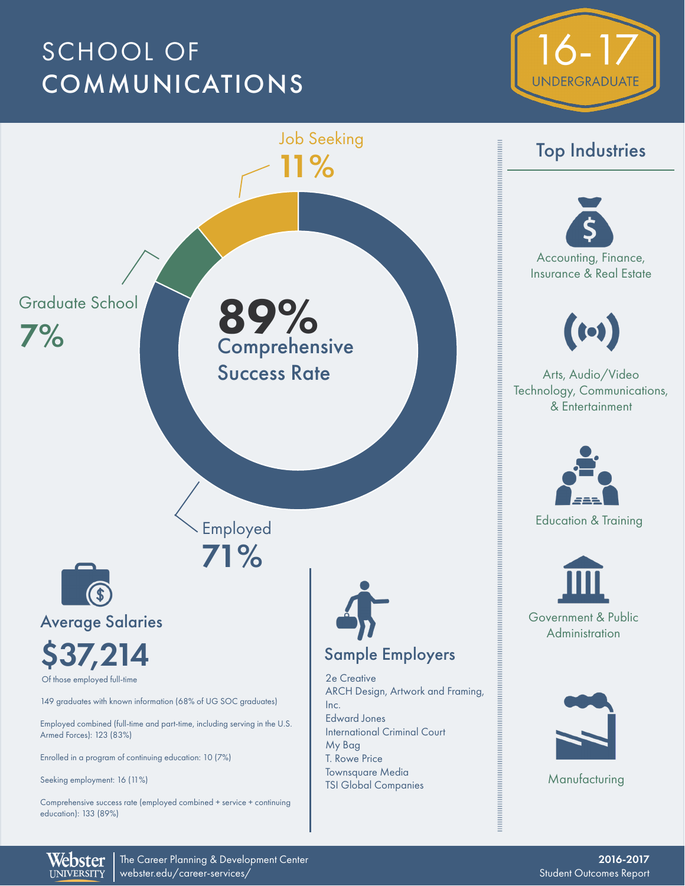# SCHOOL OF COMMUNICATIONS

**16-17 UNDERGRADUATE**

Job Seeking **11%**

Graduate School **7%**

**89%** Comprehensive Success Rate

Employed **71%**

## Average Salaries

**$37,214**

Of those employed full-time

149 graduates with known information (68% of UG SOC graduates)

Employed combined (full-time and part-time, including serving in the U.S. Armed Forces): 123 (83%)

Enrolled in a program of continuing education: 10 (7%)

Seeking employment: 16 (11%)

Comprehensive success rate (employed combined + service + continuing education): 133 (89%)

## Sample Employers

- 2e Creative
- ARCH Design, Artwork and Framing, Inc.
- Edward Jones
- International Criminal Court
- My Bag
- T. Rowe Price
- Townsquare Media
- TSI Global Companies

## Top Industries

- Accounting, Finance, Insurance & Real Estate
- Arts, Audio/Video Technology, Communications, & Entertainment
- Education & Training
- Government & Public Administration
- Manufacturing

Webster University
The Career Planning & Development Center
webster.edu/career-services/

**2016-2017**
Student Outcomes Report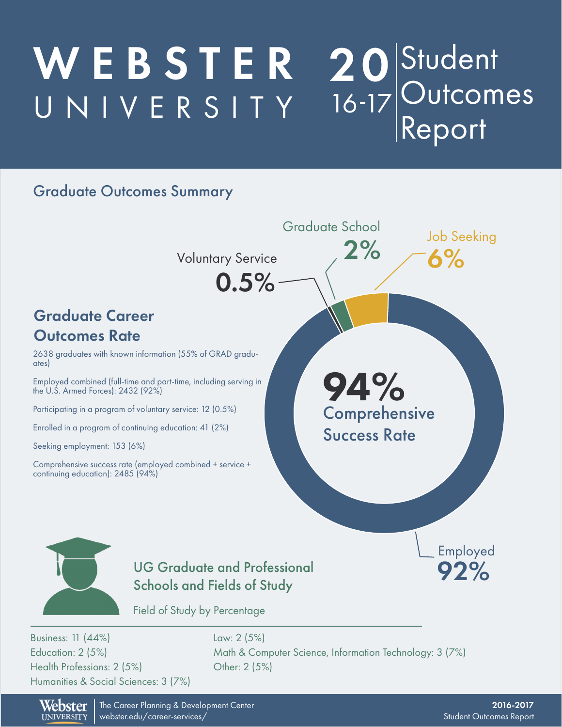# WEBSTER UNIVERSITY 2016-17 Student Outcomes Report

## Graduate Outcomes Summary

Graduate School
2%

Job Seeking
6%

Voluntary Service
0.5%

94%
Comprehensive Success Rate

Employed
92%

### Graduate Career Outcomes Rate

2638 graduates with known information (55% of GRAD graduates)

Employed combined (full-time and part-time, including serving in the U.S. Armed Forces): 2432 (92%)

Participating in a program of voluntary service: 12 (0.5%)

Enrolled in a program of continuing education: 41 (2%)

Seeking employment: 153 (6%)

Comprehensive success rate (employed combined + service + continuing education): 2485 (94%)

### UG Graduate and Professional Schools and Fields of Study

Field of Study by Percentage

Business: 11 (44%)
Education: 2 (5%)
Health Professions: 2 (5%)
Humanities & Social Sciences: 3 (7%)
Law: 2 (5%)
Math & Computer Science, Information Technology: 3 (7%)
Other: 2 (5%)

The Career Planning & Development Center
webster.edu/career-services/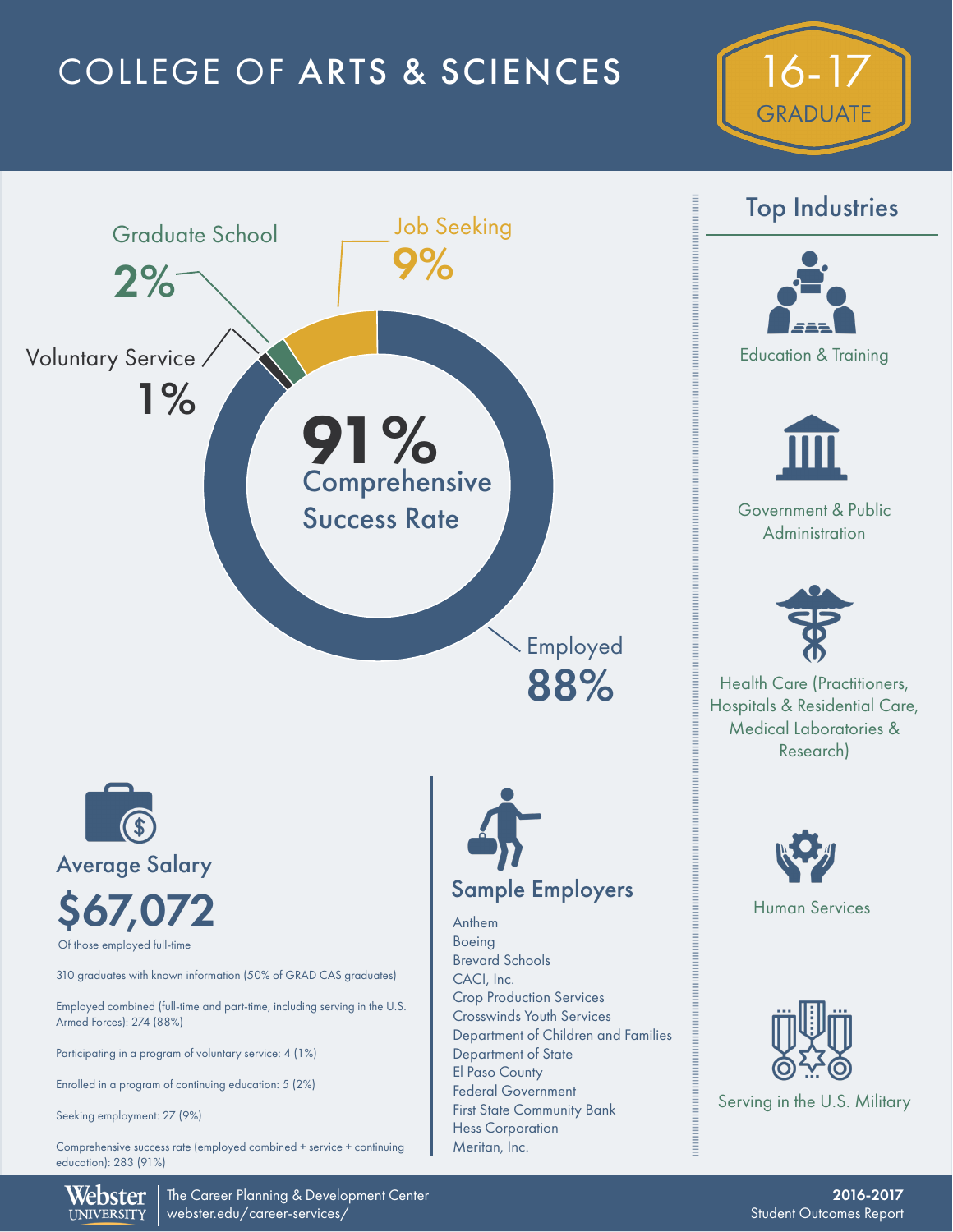# COLLEGE OF ARTS & SCIENCES

16-17 GRADUATE

Graduate School
2%

Job Seeking
9%

Voluntary Service
1%

91%
Comprehensive Success Rate

Employed
88%

## Top Industries

Education & Training

Government & Public Administration

Health Care (Practitioners, Hospitals & Residential Care, Medical Laboratories & Research)

Human Services

Serving in the U.S. Military

## Average Salary

**$67,072**

Of those employed full-time

310 graduates with known information (50% of GRAD CAS graduates)

Employed combined (full-time and part-time, including serving in the U.S. Armed Forces): 274 (88%)

Participating in a program of voluntary service: 4 (1%)

Enrolled in a program of continuing education: 5 (2%)

Seeking employment: 27 (9%)

Comprehensive success rate (employed combined + service + continuing education): 283 (91%)

## Sample Employers

Anthem
Boeing
Brevard Schools
CACI, Inc.
Crop Production Services
Crosswinds Youth Services
Department of Children and Families
Department of State
El Paso County
Federal Government
First State Community Bank
Hess Corporation
Meritan, Inc.

Webster University
The Career Planning & Development Center
webster.edu/career-services/

2016-2017
Student Outcomes Report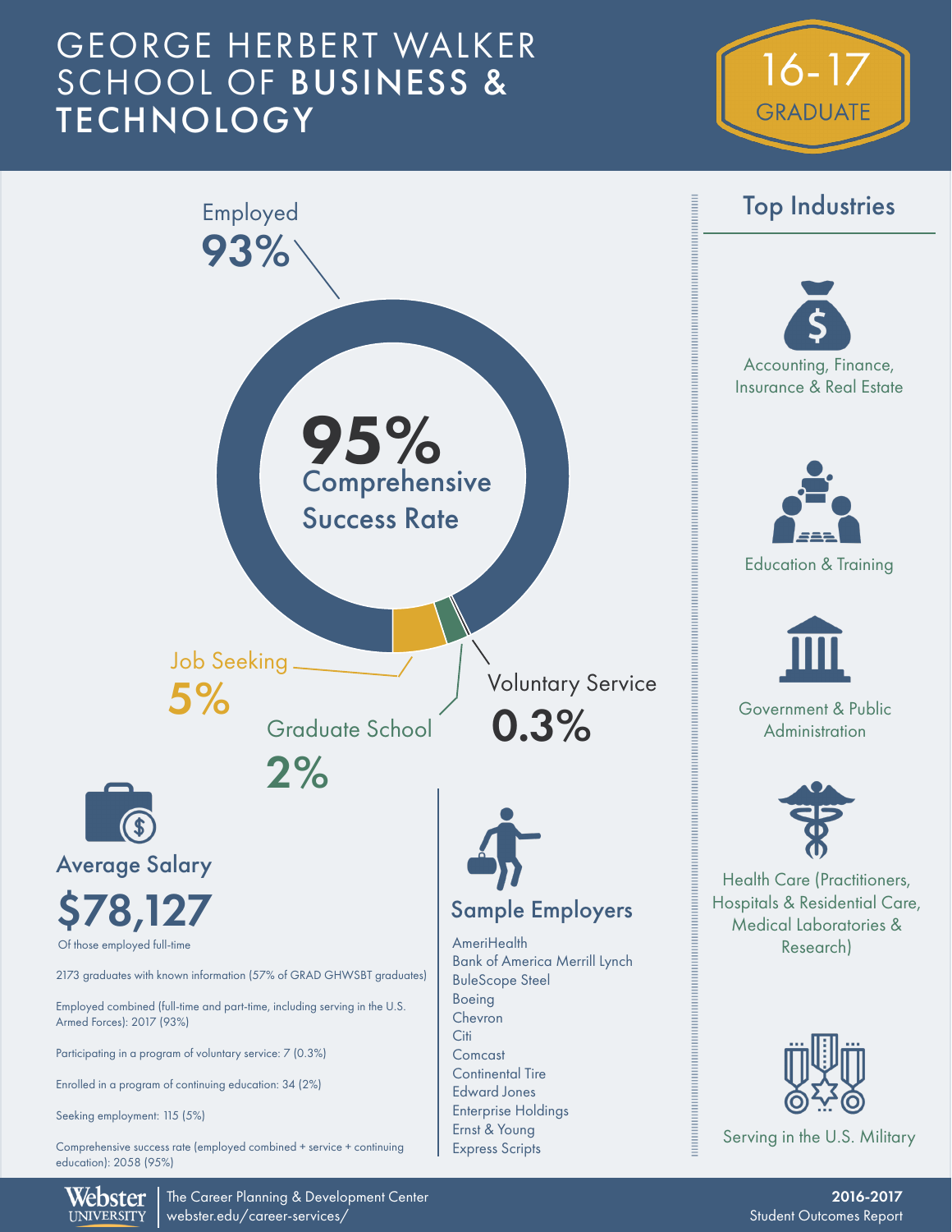# GEORGE HERBERT WALKER SCHOOL OF BUSINESS & TECHNOLOGY

16-17
GRADUATE

Employed
93%

95%
Comprehensive Success Rate

Job Seeking
5%

Graduate School
2%

Voluntary Service
0.3%

## Average Salary

**$78,127**

Of those employed full-time

2173 graduates with known information (57% of GRAD GHWSBT graduates)

Employed combined (full-time and part-time, including serving in the U.S. Armed Forces): 2017 (93%)

Participating in a program of voluntary service: 7 (0.3%)

Enrolled in a program of continuing education: 34 (2%)

Seeking employment: 115 (5%)

Comprehensive success rate (employed combined + service + continuing education): 2058 (95%)

## Sample Employers

- AmeriHealth
- Bank of America Merrill Lynch
- BuleScope Steel
- Boeing
- Chevron
- Citi
- Comcast
- Continental Tire
- Edward Jones
- Enterprise Holdings
- Ernst & Young
- Express Scripts

## Top Industries

- Accounting, Finance, Insurance & Real Estate
- Education & Training
- Government & Public Administration
- Health Care (Practitioners, Hospitals & Residential Care, Medical Laboratories & Research)
- Serving in the U.S. Military

Webster University
The Career Planning & Development Center
webster.edu/career-services/

2016-2017
Student Outcomes Report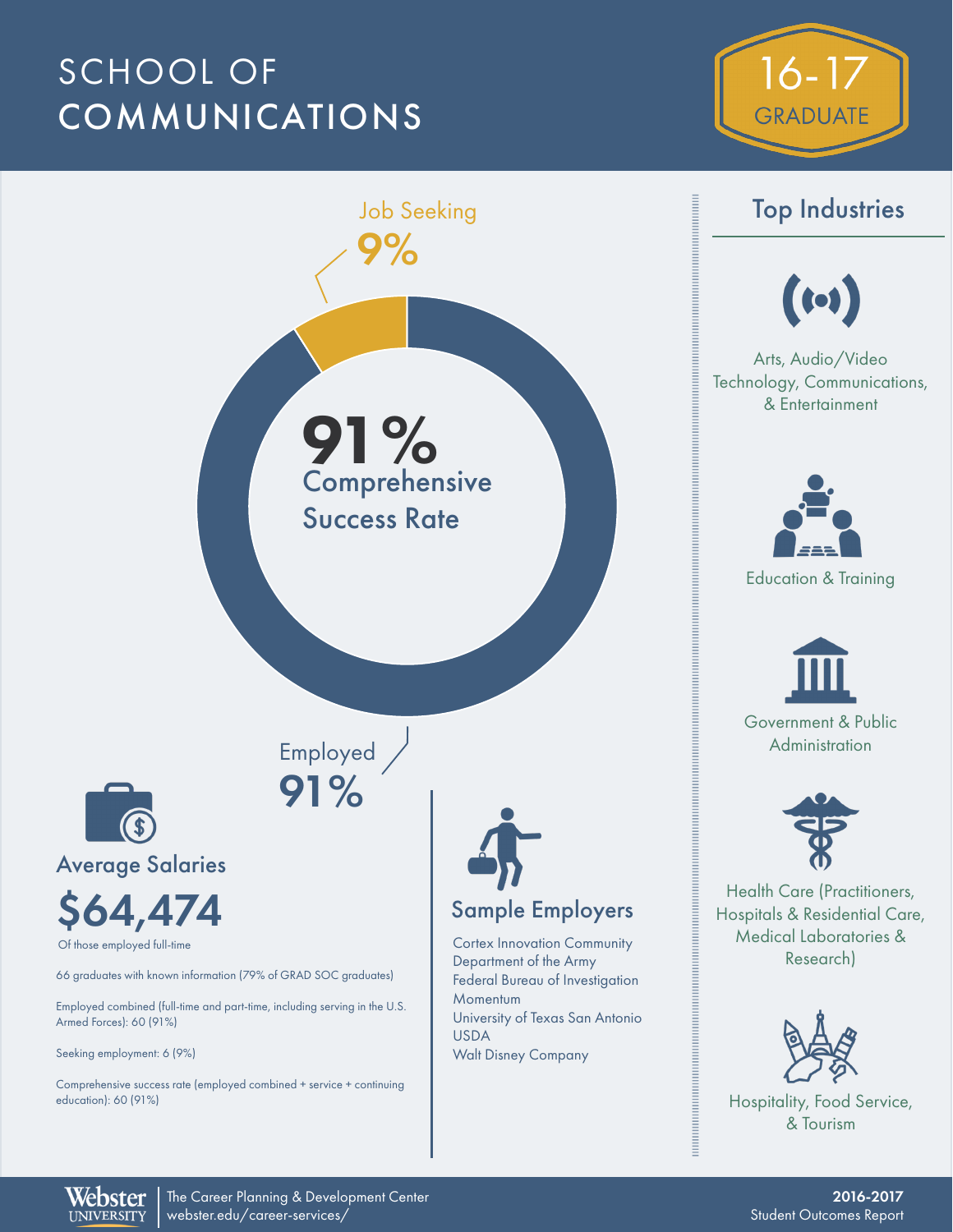# SCHOOL OF COMMUNICATIONS

16-17 GRADUATE

Job Seeking
9%

91%
Comprehensive Success Rate

Employed
91%

## Average Salaries

**$64,474**

Of those employed full-time

66 graduates with known information (79% of GRAD SOC graduates)

Employed combined (full-time and part-time, including serving in the U.S. Armed Forces): 60 (91%)

Seeking employment: 6 (9%)

Comprehensive success rate (employed combined + service + continuing education): 60 (91%)

## Sample Employers

Cortex Innovation Community
Department of the Army
Federal Bureau of Investigation
Momentum
University of Texas San Antonio
USDA
Walt Disney Company

## Top Industries

Arts, Audio/Video Technology, Communications, & Entertainment

Education & Training

Government & Public Administration

Health Care (Practitioners, Hospitals & Residential Care, Medical Laboratories & Research)

Hospitality, Food Service, & Tourism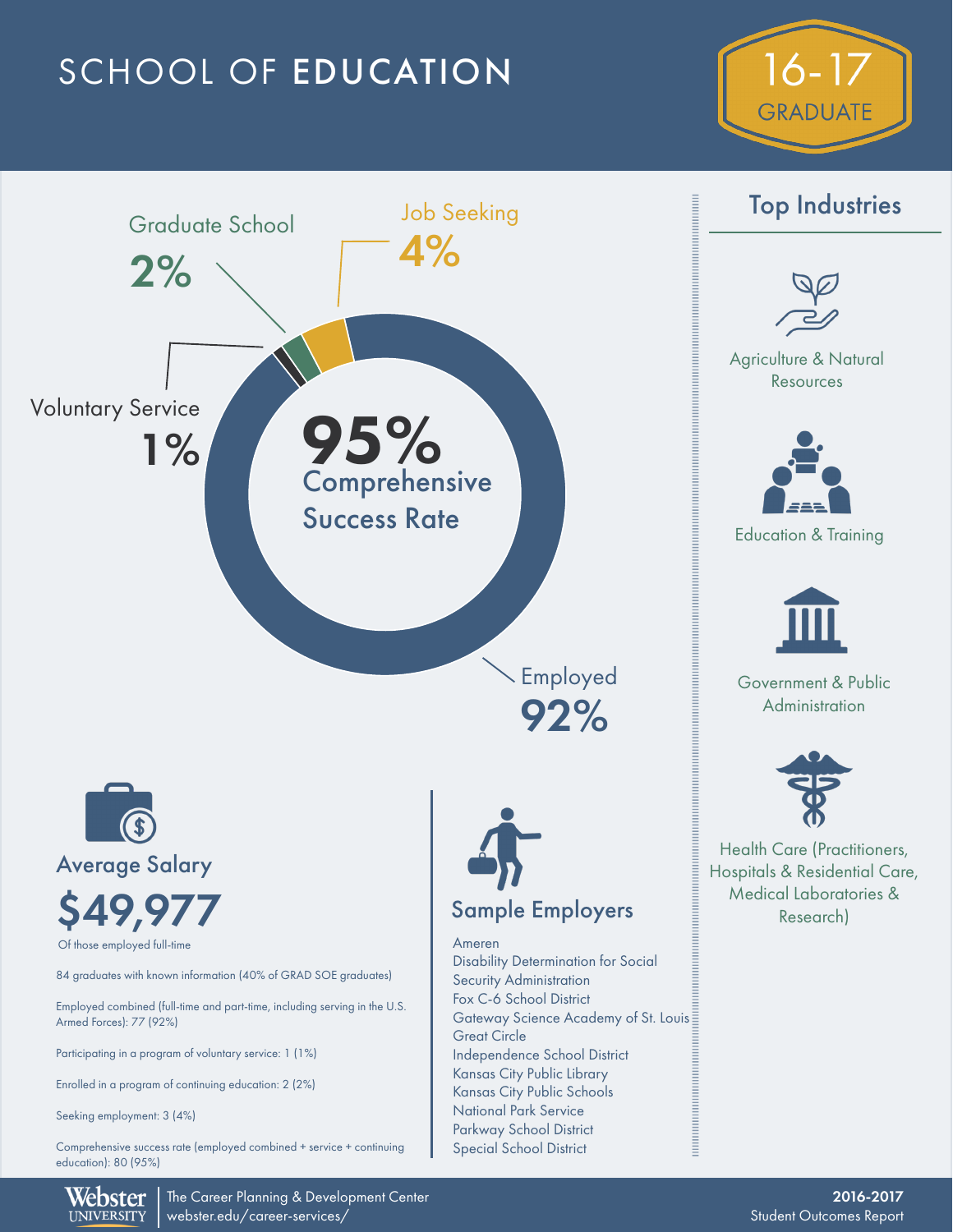# SCHOOL OF EDUCATION

16-17 GRADUATE

Graduate School
2%

Job Seeking
4%

Voluntary Service
1%

95%
Comprehensive Success Rate

Employed
92%

## Top Industries

Agriculture & Natural Resources

Education & Training

Government & Public Administration

Health Care (Practitioners, Hospitals & Residential Care, Medical Laboratories & Research)

## Average Salary

**$49,977**

Of those employed full-time

84 graduates with known information (40% of GRAD SOE graduates)

Employed combined (full-time and part-time, including serving in the U.S. Armed Forces): 77 (92%)

Participating in a program of voluntary service: 1 (1%)

Enrolled in a program of continuing education: 2 (2%)

Seeking employment: 3 (4%)

Comprehensive success rate (employed combined + service + continuing education): 80 (95%)

## Sample Employers

Ameren
Disability Determination for Social Security Administration
Fox C-6 School District
Gateway Science Academy of St. Louis
Great Circle
Independence School District
Kansas City Public Library
Kansas City Public Schools
National Park Service
Parkway School District
Special School District

Webster University | The Career Planning & Development Center
webster.edu/career-services/

2016-2017 Student Outcomes Report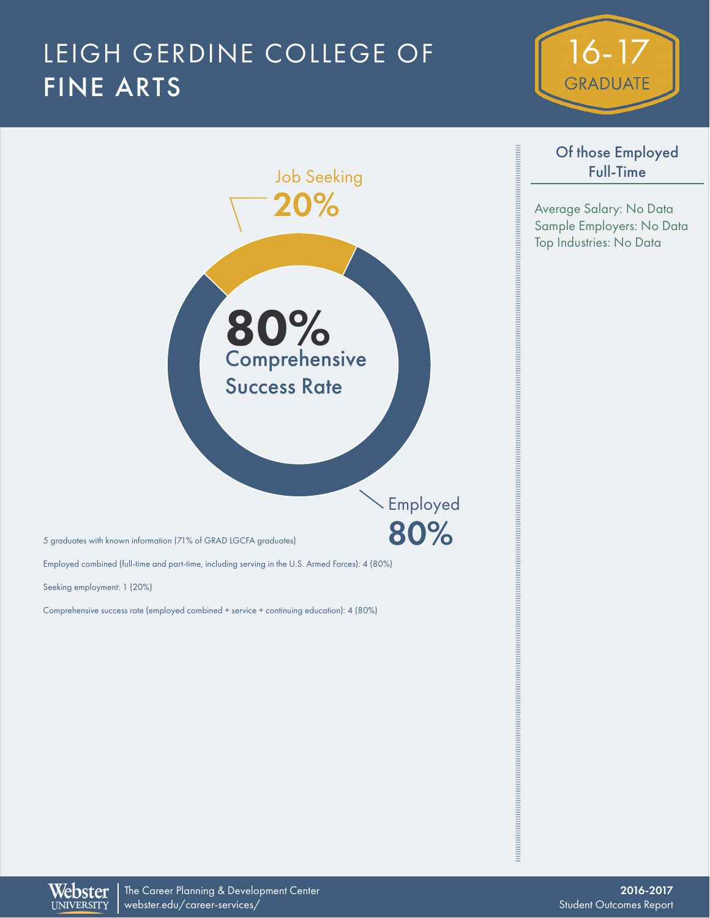# LEIGH GERDINE COLLEGE OF FINE ARTS

16-17
GRADUATE

Job Seeking
20%

80%
Comprehensive Success Rate

Employed
80%

5 graduates with known information (71% of GRAD LGCFA graduates)

Employed combined (full-time and part-time, including serving in the U.S. Armed Forces): 4 (80%)

Seeking employment: 1 (20%)

Comprehensive success rate (employed combined + service + continuing education): 4 (80%)

## Of those Employed Full-Time

Average Salary: No Data
Sample Employers: No Data
Top Industries: No Data